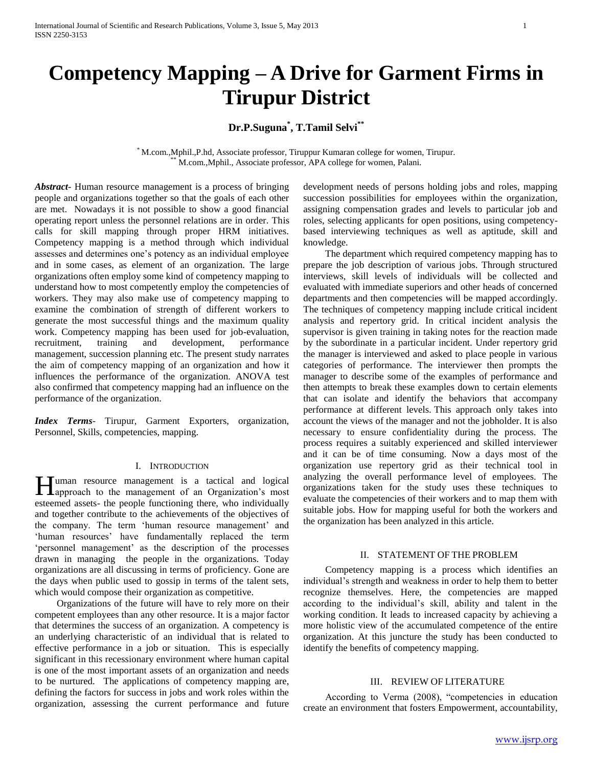# Competency Mapping – A Drive for Garment Firms in Tirupur District

**Dr.P.Suguna[*], T.Tamil Selvi[**]**

[*] M.com.,Mphil.,P.hd, Associate professor, Tiruppur Kumaran college for women, Tirupur.
[**] M.com.,Mphil., Associate professor, APA college for women, Palani.

***Abstract***- Human resource management is a process of bringing people and organizations together so that the goals of each other are met. Nowadays it is not possible to show a good financial operating report unless the personnel relations are in order. This calls for skill mapping through proper HRM initiatives. Competency mapping is a method through which individual assesses and determines one's potency as an individual employee and in some cases, as element of an organization. The large organizations often employ some kind of competency mapping to understand how to most competently employ the competencies of workers. They may also make use of competency mapping to examine the combination of strength of different workers to generate the most successful things and the maximum quality work. Competency mapping has been used for job-evaluation, recruitment, training and development, performance management, succession planning etc. The present study narrates the aim of competency mapping of an organization and how it influences the performance of the organization. ANOVA test also confirmed that competency mapping had an influence on the performance of the organization.

***Index Terms***- Tirupur, Garment Exporters, organization, Personnel, Skills, competencies, mapping.

## I. Introduction

Human resource management is a tactical and logical approach to the management of an Organization's most esteemed assets- the people functioning there, who individually and together contribute to the achievements of the objectives of the company. The term 'human resource management' and 'human resources' have fundamentally replaced the term 'personnel management' as the description of the processes drawn in managing the people in the organizations. Today organizations are all discussing in terms of proficiency. Gone are the days when public used to gossip in terms of the talent sets, which would compose their organization as competitive.

Organizations of the future will have to rely more on their competent employees than any other resource. It is a major factor that determines the success of an organization. A competency is an underlying characteristic of an individual that is related to effective performance in a job or situation. This is especially significant in this recessionary environment where human capital is one of the most important assets of an organization and needs to be nurtured. The applications of competency mapping are, defining the factors for success in jobs and work roles within the organization, assessing the current performance and future development needs of persons holding jobs and roles, mapping succession possibilities for employees within the organization, assigning compensation grades and levels to particular job and roles, selecting applicants for open positions, using competency-based interviewing techniques as well as aptitude, skill and knowledge.

The department which required competency mapping has to prepare the job description of various jobs. Through structured interviews, skill levels of individuals will be collected and evaluated with immediate superiors and other heads of concerned departments and then competencies will be mapped accordingly. The techniques of competency mapping include critical incident analysis and repertory grid. In critical incident analysis the supervisor is given training in taking notes for the reaction made by the subordinate in a particular incident. Under repertory grid the manager is interviewed and asked to place people in various categories of performance. The interviewer then prompts the manager to describe some of the examples of performance and then attempts to break these examples down to certain elements that can isolate and identify the behaviors that accompany performance at different levels. This approach only takes into account the views of the manager and not the jobholder. It is also necessary to ensure confidentiality during the process. The process requires a suitably experienced and skilled interviewer and it can be of time consuming. Now a days most of the organization use repertory grid as their technical tool in analyzing the overall performance level of employees. The organizations taken for the study uses these techniques to evaluate the competencies of their workers and to map them with suitable jobs. How for mapping useful for both the workers and the organization has been analyzed in this article.

## II. Statement of the Problem

Competency mapping is a process which identifies an individual's strength and weakness in order to help them to better recognize themselves. Here, the competencies are mapped according to the individual's skill, ability and talent in the working condition. It leads to increased capacity by achieving a more holistic view of the accumulated competence of the entire organization. At this juncture the study has been conducted to identify the benefits of competency mapping.

## III. Review of Literature

According to Verma (2008), "competencies in education create an environment that fosters Empowerment, accountability,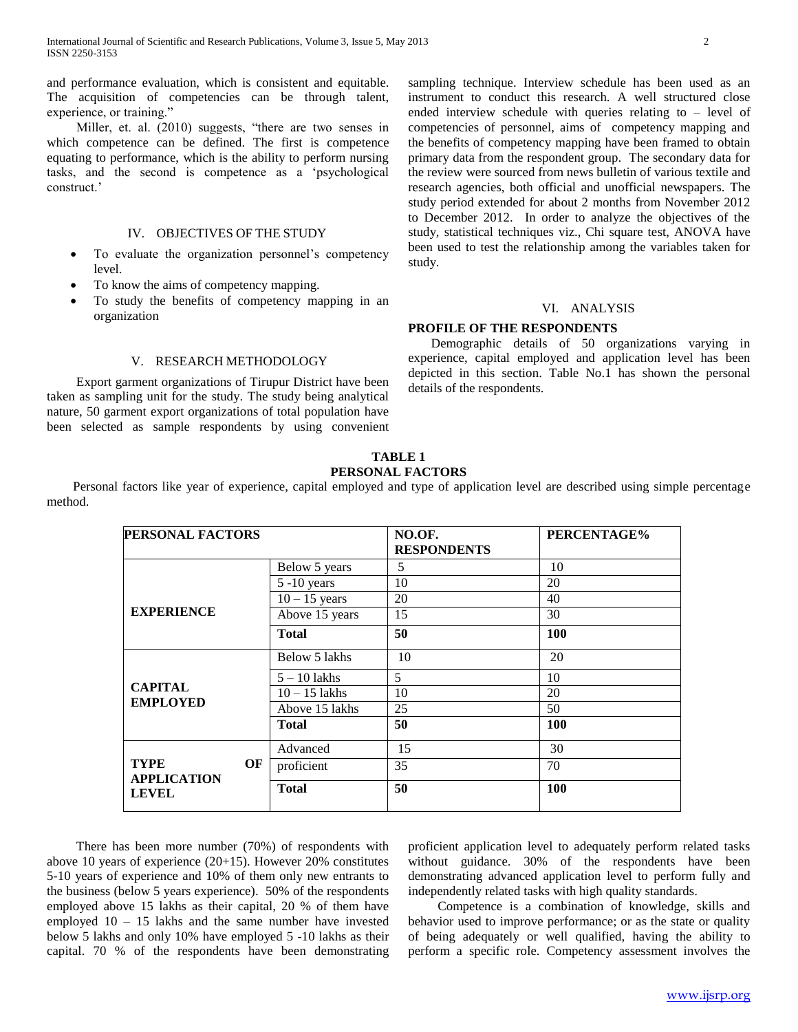and performance evaluation, which is consistent and equitable. The acquisition of competencies can be through talent, experience, or training."

Miller, et. al. (2010) suggests, "there are two senses in which competence can be defined. The first is competence equating to performance, which is the ability to perform nursing tasks, and the second is competence as a 'psychological construct.'

## IV. OBJECTIVES OF THE STUDY

- To evaluate the organization personnel's competency level.
- To know the aims of competency mapping.
- To study the benefits of competency mapping in an organization

## V. RESEARCH METHODOLOGY

Export garment organizations of Tirupur District have been taken as sampling unit for the study. The study being analytical nature, 50 garment export organizations of total population have been selected as sample respondents by using convenient sampling technique. Interview schedule has been used as an instrument to conduct this research. A well structured close ended interview schedule with queries relating to – level of competencies of personnel, aims of competency mapping and the benefits of competency mapping have been framed to obtain primary data from the respondent group. The secondary data for the review were sourced from news bulletin of various textile and research agencies, both official and unofficial newspapers. The study period extended for about 2 months from November 2012 to December 2012. In order to analyze the objectives of the study, statistical techniques viz., Chi square test, ANOVA have been used to test the relationship among the variables taken for study.

## VI. ANALYSIS

**PROFILE OF THE RESPONDENTS**

Demographic details of 50 organizations varying in experience, capital employed and application level has been depicted in this section. Table No.1 has shown the personal details of the respondents.

**TABLE 1**
**PERSONAL FACTORS**

Personal factors like year of experience, capital employed and type of application level are described using simple percentage method.

| PERSONAL FACTORS | | NO.OF. RESPONDENTS | PERCENTAGE% |
|---|---|---|---|
| EXPERIENCE | Below 5 years | 5 | 10 |
| | 5 -10 years | 10 | 20 |
| | 10 – 15 years | 20 | 40 |
| | Above 15 years | 15 | 30 |
| | **Total** | **50** | **100** |
| CAPITAL EMPLOYED | Below 5 lakhs | 10 | 20 |
| | 5 – 10 lakhs | 5 | 10 |
| | 10 – 15 lakhs | 10 | 20 |
| | Above 15 lakhs | 25 | 50 |
| | **Total** | **50** | **100** |
| TYPE OF APPLICATION LEVEL | Advanced | 15 | 30 |
| | proficient | 35 | 70 |
| | **Total** | **50** | **100** |

There has been more number (70%) of respondents with above 10 years of experience (20+15). However 20% constitutes 5-10 years of experience and 10% of them only new entrants to the business (below 5 years experience). 50% of the respondents employed above 15 lakhs as their capital, 20 % of them have employed 10 – 15 lakhs and the same number have invested below 5 lakhs and only 10% have employed 5 -10 lakhs as their capital. 70 % of the respondents have been demonstrating proficient application level to adequately perform related tasks without guidance. 30% of the respondents have been demonstrating advanced application level to perform fully and independently related tasks with high quality standards.

Competence is a combination of knowledge, skills and behavior used to improve performance; or as the state or quality of being adequately or well qualified, having the ability to perform a specific role. Competency assessment involves the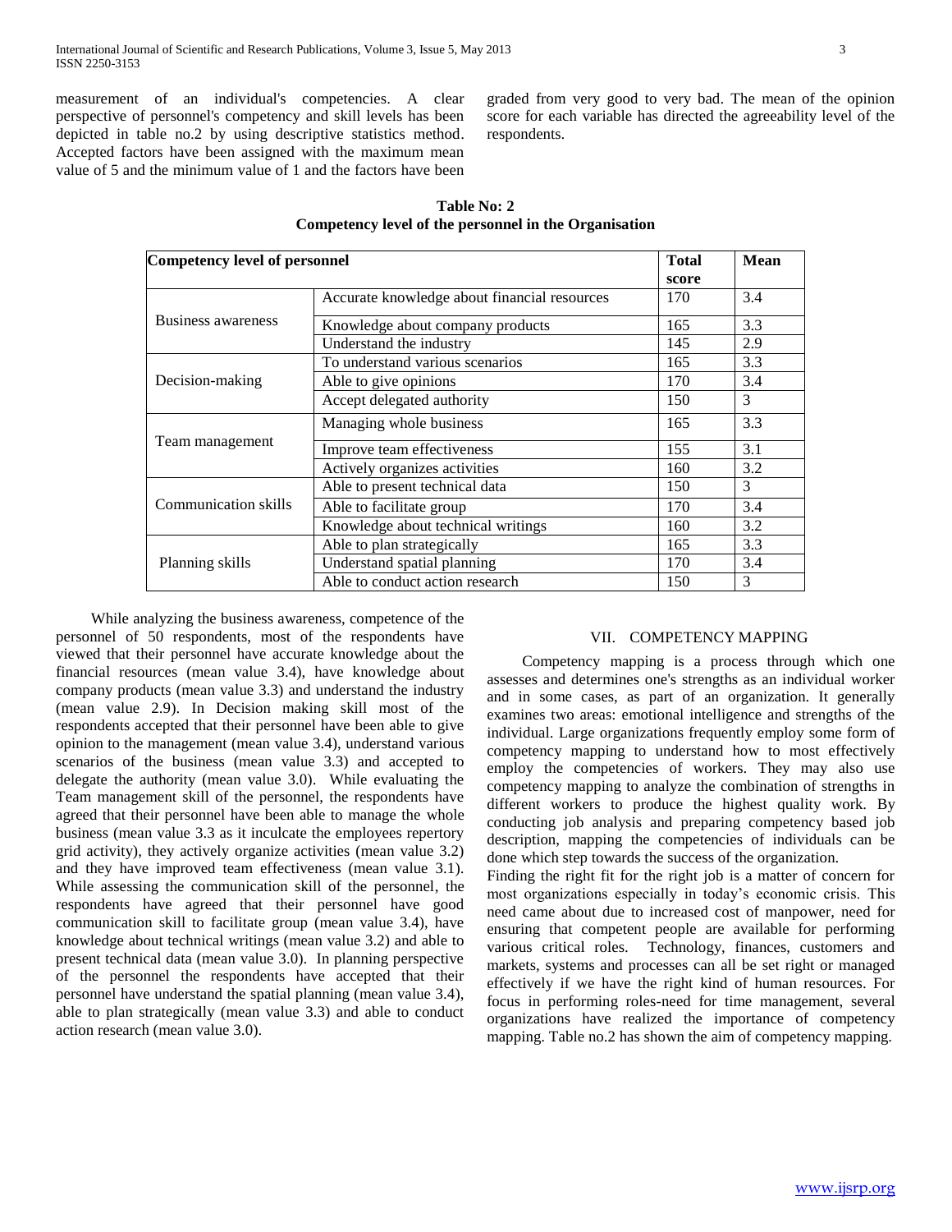measurement of an individual's competencies. A clear perspective of personnel's competency and skill levels has been depicted in table no.2 by using descriptive statistics method. Accepted factors have been assigned with the maximum mean value of 5 and the minimum value of 1 and the factors have been graded from very good to very bad. The mean of the opinion score for each variable has directed the agreeability level of the respondents.

**Table No: 2**
**Competency level of the personnel in the Organisation**

| Competency level of personnel | | Total score | Mean |
|---|---|---|---|
| Business awareness | Accurate knowledge about financial resources | 170 | 3.4 |
| | Knowledge about company products | 165 | 3.3 |
| | Understand the industry | 145 | 2.9 |
| Decision-making | To understand various scenarios | 165 | 3.3 |
| | Able to give opinions | 170 | 3.4 |
| | Accept delegated authority | 150 | 3 |
| Team management | Managing whole business | 165 | 3.3 |
| | Improve team effectiveness | 155 | 3.1 |
| | Actively organizes activities | 160 | 3.2 |
| Communication skills | Able to present technical data | 150 | 3 |
| | Able to facilitate group | 170 | 3.4 |
| | Knowledge about technical writings | 160 | 3.2 |
| Planning skills | Able to plan strategically | 165 | 3.3 |
| | Understand spatial planning | 170 | 3.4 |
| | Able to conduct action research | 150 | 3 |

While analyzing the business awareness, competence of the personnel of 50 respondents, most of the respondents have viewed that their personnel have accurate knowledge about the financial resources (mean value 3.4), have knowledge about company products (mean value 3.3) and understand the industry (mean value 2.9). In Decision making skill most of the respondents accepted that their personnel have been able to give opinion to the management (mean value 3.4), understand various scenarios of the business (mean value 3.3) and accepted to delegate the authority (mean value 3.0). While evaluating the Team management skill of the personnel, the respondents have agreed that their personnel have been able to manage the whole business (mean value 3.3 as it inculcate the employees repertory grid activity), they actively organize activities (mean value 3.2) and they have improved team effectiveness (mean value 3.1). While assessing the communication skill of the personnel, the respondents have agreed that their personnel have good communication skill to facilitate group (mean value 3.4), have knowledge about technical writings (mean value 3.2) and able to present technical data (mean value 3.0). In planning perspective of the personnel the respondents have accepted that their personnel have understand the spatial planning (mean value 3.4), able to plan strategically (mean value 3.3) and able to conduct action research (mean value 3.0).

## VII. COMPETENCY MAPPING

Competency mapping is a process through which one assesses and determines one's strengths as an individual worker and in some cases, as part of an organization. It generally examines two areas: emotional intelligence and strengths of the individual. Large organizations frequently employ some form of competency mapping to understand how to most effectively employ the competencies of workers. They may also use competency mapping to analyze the combination of strengths in different workers to produce the highest quality work. By conducting job analysis and preparing competency based job description, mapping the competencies of individuals can be done which step towards the success of the organization.

Finding the right fit for the right job is a matter of concern for most organizations especially in today's economic crisis. This need came about due to increased cost of manpower, need for ensuring that competent people are available for performing various critical roles. Technology, finances, customers and markets, systems and processes can all be set right or managed effectively if we have the right kind of human resources. For focus in performing roles-need for time management, several organizations have realized the importance of competency mapping. Table no.2 has shown the aim of competency mapping.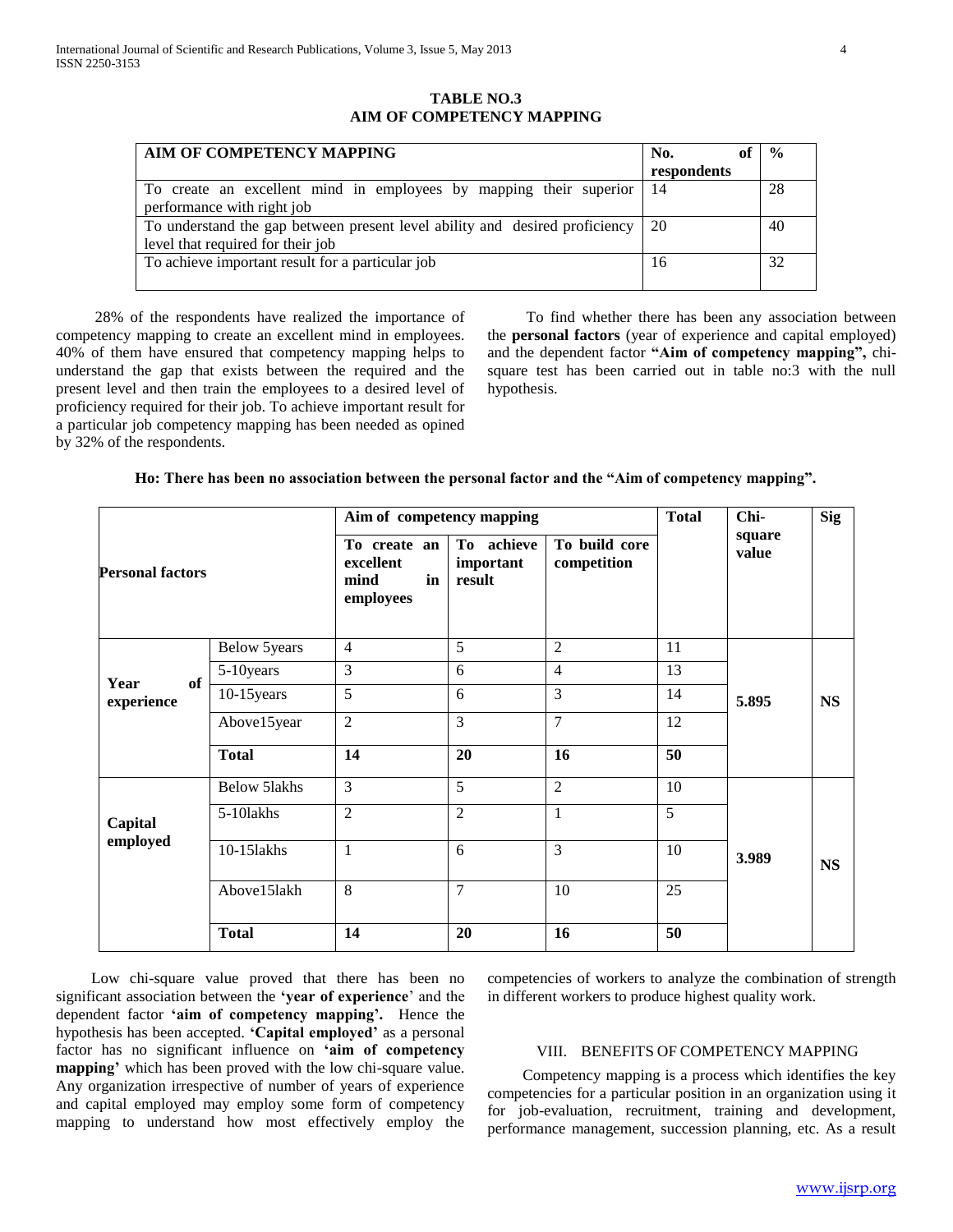**TABLE NO.3**
**AIM OF COMPETENCY MAPPING**

| AIM OF COMPETENCY MAPPING | No. of respondents | % |
|---|---|---|
| To create an excellent mind in employees by mapping their superior performance with right job | 14 | 28 |
| To understand the gap between present level ability and desired proficiency level that required for their job | 20 | 40 |
| To achieve important result for a particular job | 16 | 32 |

28% of the respondents have realized the importance of competency mapping to create an excellent mind in employees. 40% of them have ensured that competency mapping helps to understand the gap that exists between the required and the present level and then train the employees to a desired level of proficiency required for their job. To achieve important result for a particular job competency mapping has been needed as opined by 32% of the respondents.

To find whether there has been any association between the **personal factors** (year of experience and capital employed) and the dependent factor **"Aim of competency mapping",** chi-square test has been carried out in table no:3 with the null hypothesis.

**Ho: There has been no association between the personal factor and the "Aim of competency mapping".**

| Personal factors | | Aim of competency mapping | | | Total | Chi-square value | Sig |
|---|---|---|---|---|---|---|---|
| | | To create an excellent mind in employees | To achieve important result | To build core competition | | | |
| Year of experience | Below 5years | 4 | 5 | 2 | 11 | 5.895 | NS |
| | 5-10years | 3 | 6 | 4 | 13 | | |
| | 10-15years | 5 | 6 | 3 | 14 | | |
| | Above15year | 2 | 3 | 7 | 12 | | |
| | **Total** | **14** | **20** | **16** | **50** | | |
| Capital employed | Below 5lakhs | 3 | 5 | 2 | 10 | 3.989 | NS |
| | 5-10lakhs | 2 | 2 | 1 | 5 | | |
| | 10-15lakhs | 1 | 6 | 3 | 10 | | |
| | Above15lakh | 8 | 7 | 10 | 25 | | |
| | **Total** | **14** | **20** | **16** | **50** | | |

Low chi-square value proved that there has been no significant association between the **'year of experience**' and the dependent factor **'aim of competency mapping'.** Hence the hypothesis has been accepted. **'Capital employed'** as a personal factor has no significant influence on **'aim of competency mapping'** which has been proved with the low chi-square value. Any organization irrespective of number of years of experience and capital employed may employ some form of competency mapping to understand how most effectively employ the competencies of workers to analyze the combination of strength in different workers to produce highest quality work.

## VIII. BENEFITS OF COMPETENCY MAPPING

Competency mapping is a process which identifies the key competencies for a particular position in an organization using it for job-evaluation, recruitment, training and development, performance management, succession planning, etc. As a result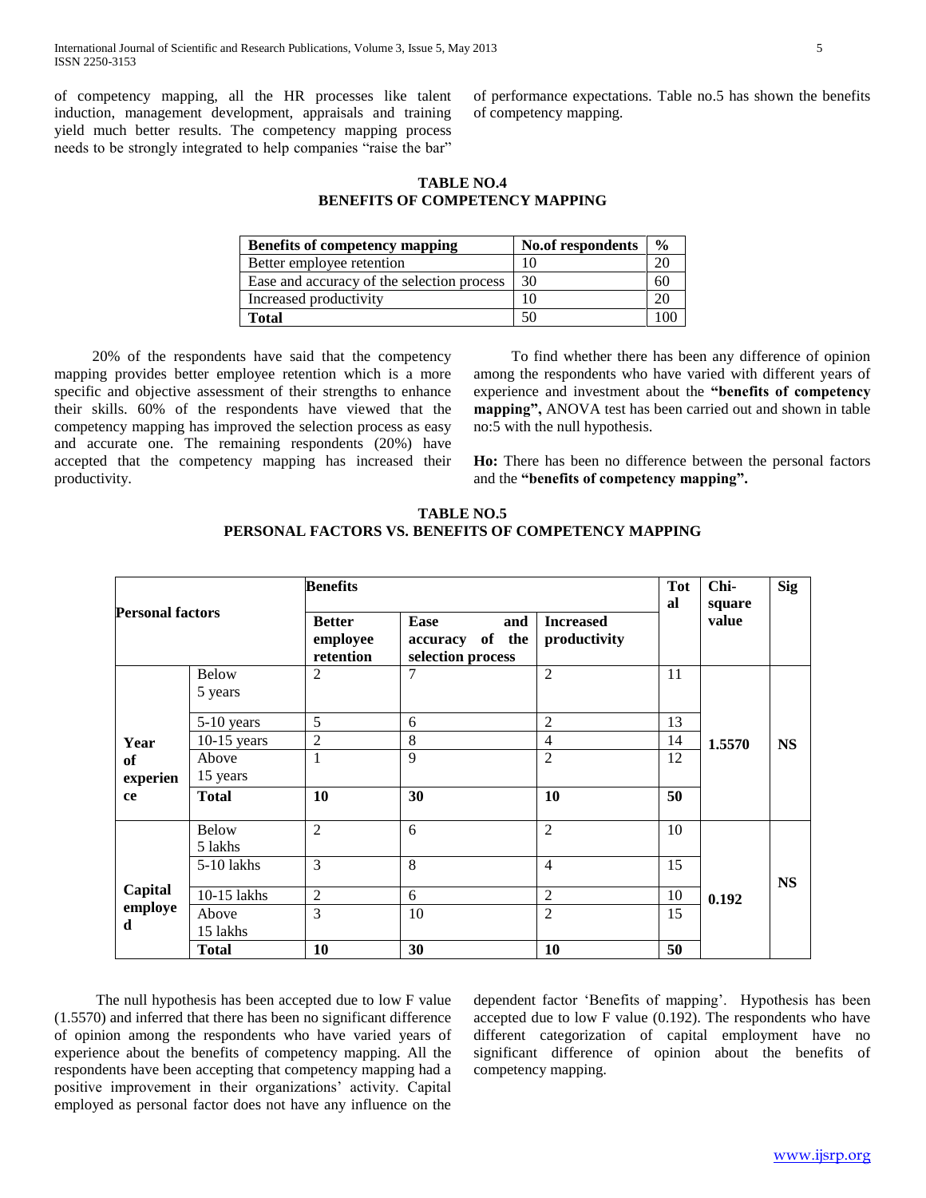of competency mapping, all the HR processes like talent induction, management development, appraisals and training yield much better results. The competency mapping process needs to be strongly integrated to help companies "raise the bar" of performance expectations. Table no.5 has shown the benefits of competency mapping.

**TABLE NO.4**
**BENEFITS OF COMPETENCY MAPPING**

| Benefits of competency mapping | No.of respondents | % |
|---|---|---|
| Better employee retention | 10 | 20 |
| Ease and accuracy of the selection process | 30 | 60 |
| Increased productivity | 10 | 20 |
| **Total** | 50 | 100 |

20% of the respondents have said that the competency mapping provides better employee retention which is a more specific and objective assessment of their strengths to enhance their skills. 60% of the respondents have viewed that the competency mapping has improved the selection process as easy and accurate one. The remaining respondents (20%) have accepted that the competency mapping has increased their productivity.

To find whether there has been any difference of opinion among the respondents who have varied with different years of experience and investment about the **"benefits of competency mapping",** ANOVA test has been carried out and shown in table no:5 with the null hypothesis.

**Ho:** There has been no difference between the personal factors and the **"benefits of competency mapping".**

**TABLE NO.5**
**PERSONAL FACTORS VS. BENEFITS OF COMPETENCY MAPPING**

| Personal factors | | Benefits | | | Total | Chi-square value | Sig |
|---|---|---|---|---|---|---|---|
| | | **Better employee retention** | **Ease and accuracy of the selection process** | **Increased productivity** | | | |
| **Year of experience** | Below 5 years | 2 | 7 | 2 | 11 | 1.5570 | NS |
| | 5-10 years | 5 | 6 | 2 | 13 | | |
| | 10-15 years | 2 | 8 | 4 | 14 | | |
| | Above 15 years | 1 | 9 | 2 | 12 | | |
| | **Total** | **10** | **30** | **10** | **50** | | |
| **Capital employed** | Below 5 lakhs | 2 | 6 | 2 | 10 | 0.192 | NS |
| | 5-10 lakhs | 3 | 8 | 4 | 15 | | |
| | 10-15 lakhs | 2 | 6 | 2 | 10 | | |
| | Above 15 lakhs | 3 | 10 | 2 | 15 | | |
| | **Total** | **10** | **30** | **10** | **50** | | |

The null hypothesis has been accepted due to low F value (1.5570) and inferred that there has been no significant difference of opinion among the respondents who have varied years of experience about the benefits of competency mapping. All the respondents have been accepting that competency mapping had a positive improvement in their organizations' activity. Capital employed as personal factor does not have any influence on the dependent factor 'Benefits of mapping'. Hypothesis has been accepted due to low F value (0.192). The respondents who have different categorization of capital employment have no significant difference of opinion about the benefits of competency mapping.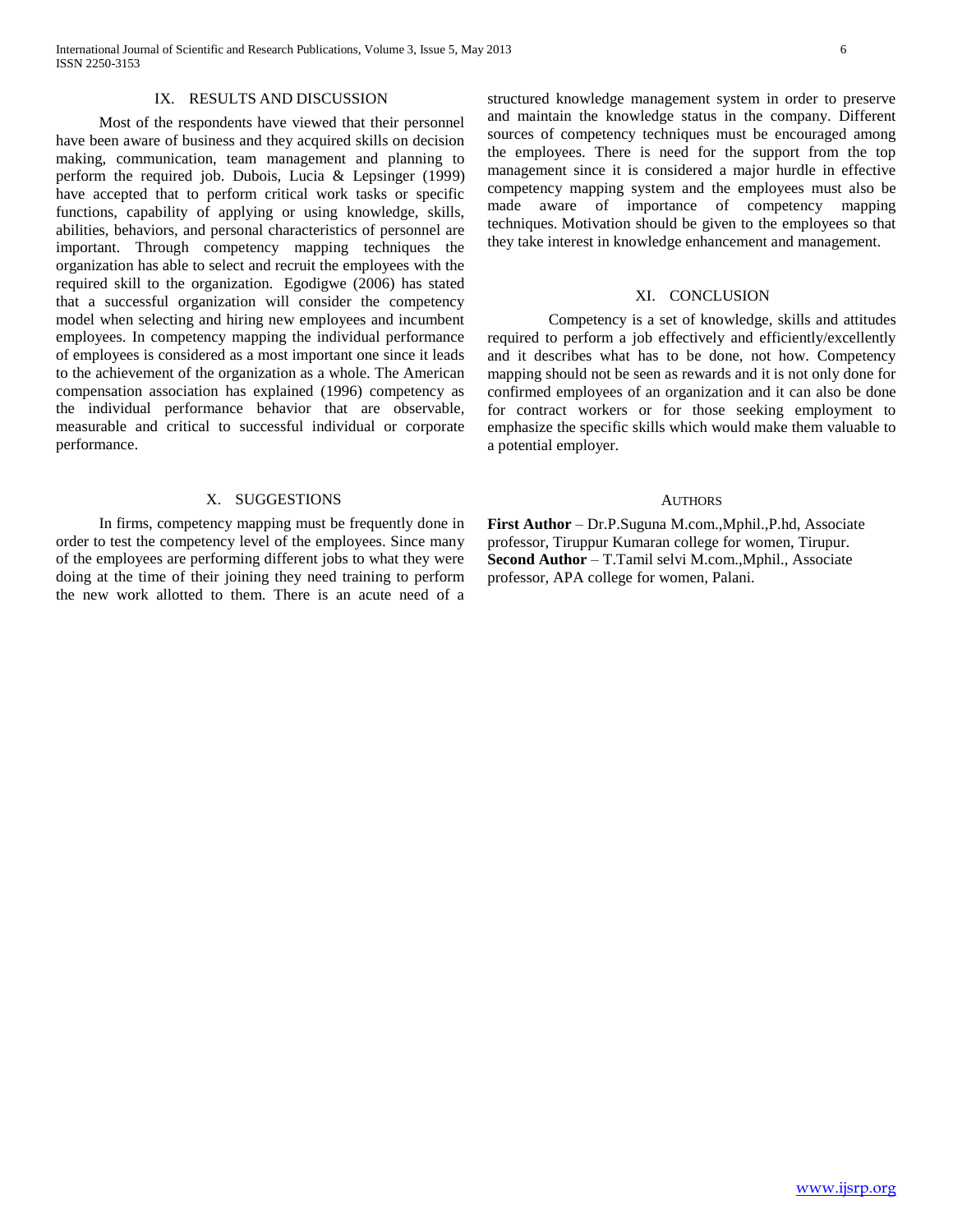## IX. Results and Discussion

Most of the respondents have viewed that their personnel have been aware of business and they acquired skills on decision making, communication, team management and planning to perform the required job. Dubois, Lucia & Lepsinger (1999) have accepted that to perform critical work tasks or specific functions, capability of applying or using knowledge, skills, abilities, behaviors, and personal characteristics of personnel are important. Through competency mapping techniques the organization has able to select and recruit the employees with the required skill to the organization. Egodigwe (2006) has stated that a successful organization will consider the competency model when selecting and hiring new employees and incumbent employees. In competency mapping the individual performance of employees is considered as a most important one since it leads to the achievement of the organization as a whole. The American compensation association has explained (1996) competency as the individual performance behavior that are observable, measurable and critical to successful individual or corporate performance.

## X. Suggestions

In firms, competency mapping must be frequently done in order to test the competency level of the employees. Since many of the employees are performing different jobs to what they were doing at the time of their joining they need training to perform the new work allotted to them. There is an acute need of a structured knowledge management system in order to preserve and maintain the knowledge status in the company. Different sources of competency techniques must be encouraged among the employees. There is need for the support from the top management since it is considered a major hurdle in effective competency mapping system and the employees must also be made aware of importance of competency mapping techniques. Motivation should be given to the employees so that they take interest in knowledge enhancement and management.

## XI. Conclusion

Competency is a set of knowledge, skills and attitudes required to perform a job effectively and efficiently/excellently and it describes what has to be done, not how. Competency mapping should not be seen as rewards and it is not only done for confirmed employees of an organization and it can also be done for contract workers or for those seeking employment to emphasize the specific skills which would make them valuable to a potential employer.

## Authors

**First Author** – Dr.P.Suguna M.com.,Mphil.,P.hd, Associate professor, Tiruppur Kumaran college for women, Tirupur.

**Second Author** – T.Tamil selvi M.com.,Mphil., Associate professor, APA college for women, Palani.